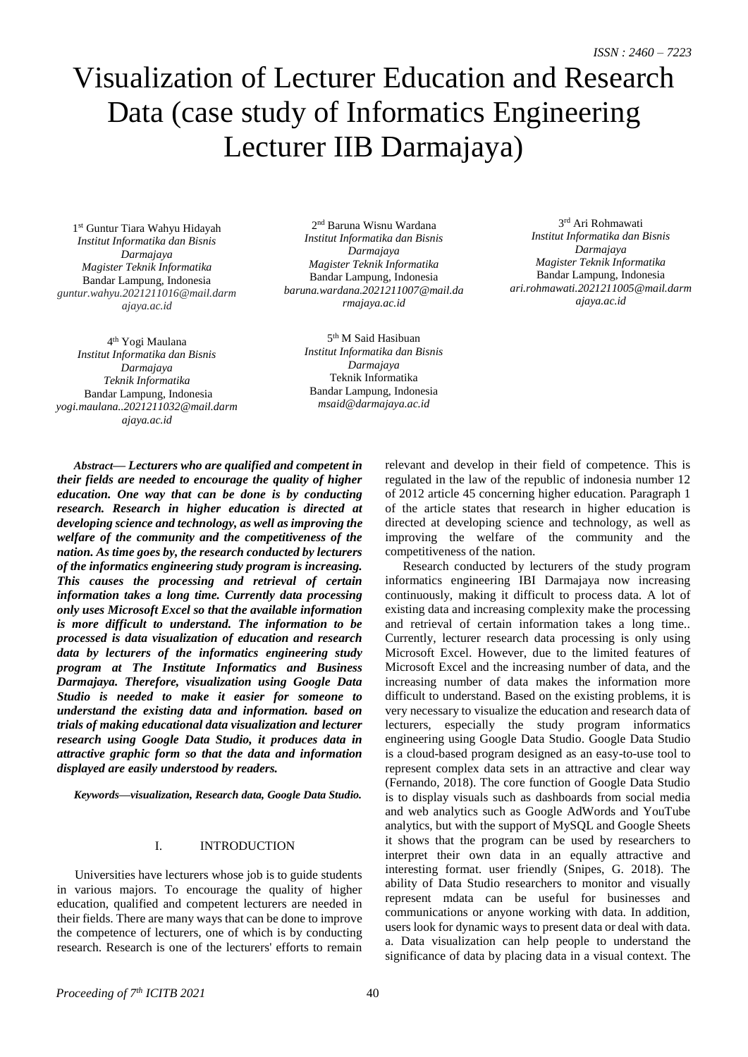ISSN : 2460 – 7223

# Visualization of Lecturer Education and Research Data (case study of Informatics Engineering Lecturer IIB Darmajaya)

1st Guntur Tiara Wahyu Hidayah
*Institut Informatika dan Bisnis Darmajaya*
*Magister Teknik Informatika*
Bandar Lampung, Indonesia
*guntur.wahyu.2021211016@mail.darmajaya.ac.id*

2nd Baruna Wisnu Wardana
*Institut Informatika dan Bisnis Darmajaya*
*Magister Teknik Informatika*
Bandar Lampung, Indonesia
*baruna.wardana.2021211007@mail.darmajaya.ac.id*

3rd Ari Rohmawati
*Institut Informatika dan Bisnis Darmajaya*
*Magister Teknik Informatika*
Bandar Lampung, Indonesia
*ari.rohmawati.2021211005@mail.darmajaya.ac.id*

4th Yogi Maulana
*Institut Informatika dan Bisnis Darmajaya*
*Teknik Informatika*
Bandar Lampung, Indonesia
*yogi.maulana..2021211032@mail.darmajaya.ac.id*

5th M Said Hasibuan
*Institut Informatika dan Bisnis Darmajaya*
Teknik Informatika
Bandar Lampung, Indonesia
*msaid@darmajaya.ac.id*

***Abstract*— *Lecturers who are qualified and competent in their fields are needed to encourage the quality of higher education. One way that can be done is by conducting research. Research in higher education is directed at developing science and technology, as well as improving the welfare of the community and the competitiveness of the nation. As time goes by, the research conducted by lecturers of the informatics engineering study program is increasing. This causes the processing and retrieval of certain information takes a long time. Currently data processing only uses Microsoft Excel so that the available information is more difficult to understand. The information to be processed is data visualization of education and research data by lecturers of the informatics engineering study program at The Institute Informatics and Business Darmajaya. Therefore, visualization using Google Data Studio is needed to make it easier for someone to understand the existing data and information. based on trials of making educational data visualization and lecturer research using Google Data Studio, it produces data in attractive graphic form so that the data and information displayed are easily understood by readers.***

***Keywords—visualization, Research data, Google Data Studio.***

## I. INTRODUCTION

Universities have lecturers whose job is to guide students in various majors. To encourage the quality of higher education, qualified and competent lecturers are needed in their fields. There are many ways that can be done to improve the competence of lecturers, one of which is by conducting research. Research is one of the lecturers' efforts to remain relevant and develop in their field of competence. This is regulated in the law of the republic of indonesia number 12 of 2012 article 45 concerning higher education. Paragraph 1 of the article states that research in higher education is directed at developing science and technology, as well as improving the welfare of the community and the competitiveness of the nation.

Research conducted by lecturers of the study program informatics engineering IBI Darmajaya now increasing continuously, making it difficult to process data. A lot of existing data and increasing complexity make the processing and retrieval of certain information takes a long time.. Currently, lecturer research data processing is only using Microsoft Excel. However, due to the limited features of Microsoft Excel and the increasing number of data, and the increasing number of data makes the information more difficult to understand. Based on the existing problems, it is very necessary to visualize the education and research data of lecturers, especially the study program informatics engineering using Google Data Studio. Google Data Studio is a cloud-based program designed as an easy-to-use tool to represent complex data sets in an attractive and clear way (Fernando, 2018). The core function of Google Data Studio is to display visuals such as dashboards from social media and web analytics such as Google AdWords and YouTube analytics, but with the support of MySQL and Google Sheets it shows that the program can be used by researchers to interpret their own data in an equally attractive and interesting format. user friendly (Snipes, G. 2018). The ability of Data Studio researchers to monitor and visually represent mdata can be useful for businesses and communications or anyone working with data. In addition, users look for dynamic ways to present data or deal with data. a. Data visualization can help people to understand the significance of data by placing data in a visual context. The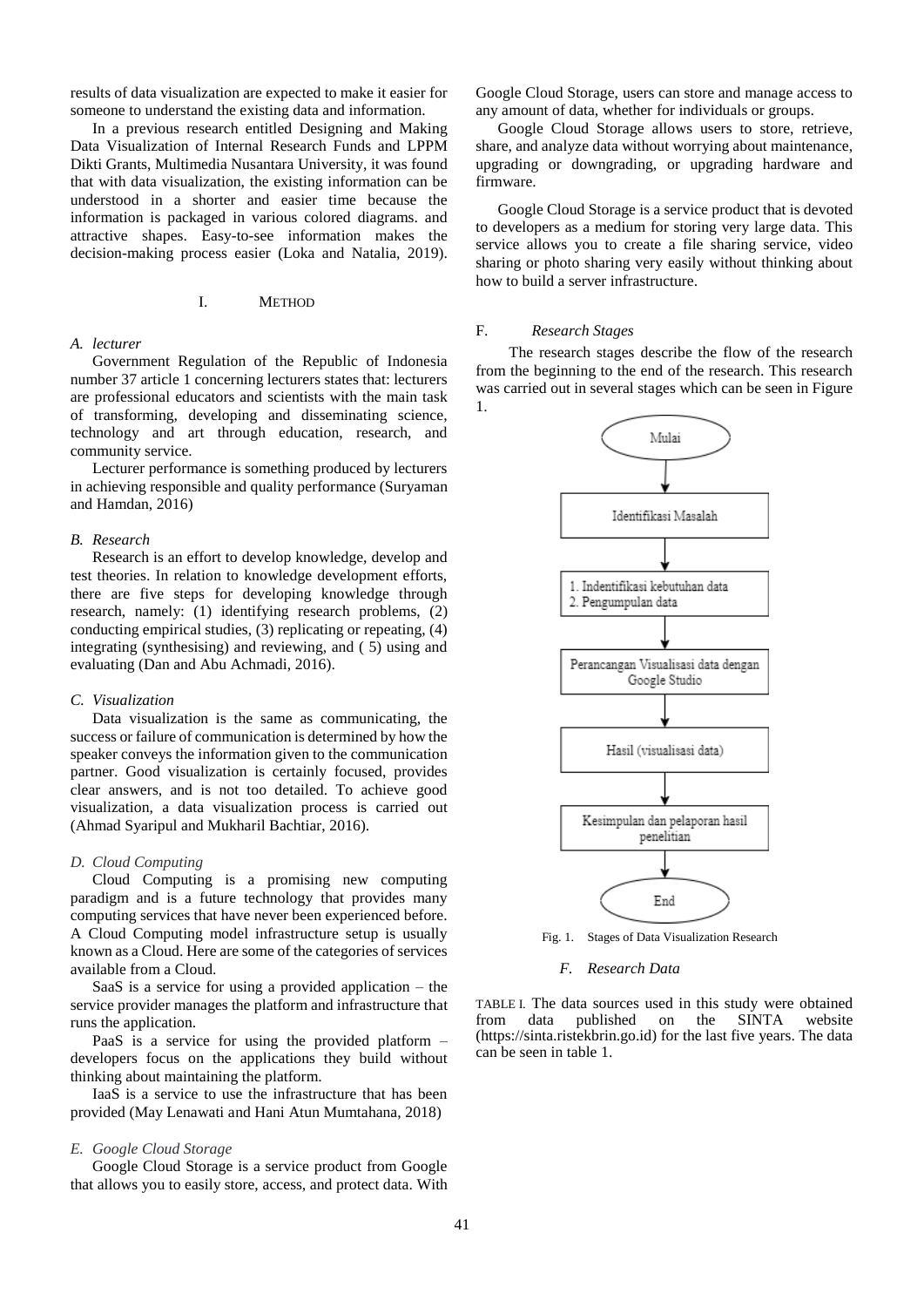results of data visualization are expected to make it easier for someone to understand the existing data and information.

In a previous research entitled Designing and Making Data Visualization of Internal Research Funds and LPPM Dikti Grants, Multimedia Nusantara University, it was found that with data visualization, the existing information can be understood in a shorter and easier time because the information is packaged in various colored diagrams. and attractive shapes. Easy-to-see information makes the decision-making process easier (Loka and Natalia, 2019).

## I. Method

### *A. lecturer*

Government Regulation of the Republic of Indonesia number 37 article 1 concerning lecturers states that: lecturers are professional educators and scientists with the main task of transforming, developing and disseminating science, technology and art through education, research, and community service.

Lecturer performance is something produced by lecturers in achieving responsible and quality performance (Suryaman and Hamdan, 2016)

### *B. Research*

Research is an effort to develop knowledge, develop and test theories. In relation to knowledge development efforts, there are five steps for developing knowledge through research, namely: (1) identifying research problems, (2) conducting empirical studies, (3) replicating or repeating, (4) integrating (synthesising) and reviewing, and ( 5) using and evaluating (Dan and Abu Achmadi, 2016).

### *C. Visualization*

Data visualization is the same as communicating, the success or failure of communication is determined by how the speaker conveys the information given to the communication partner. Good visualization is certainly focused, provides clear answers, and is not too detailed. To achieve good visualization, a data visualization process is carried out (Ahmad Syaripul and Mukharil Bachtiar, 2016).

### *D. Cloud Computing*

Cloud Computing is a promising new computing paradigm and is a future technology that provides many computing services that have never been experienced before. A Cloud Computing model infrastructure setup is usually known as a Cloud. Here are some of the categories of services available from a Cloud.

SaaS is a service for using a provided application – the service provider manages the platform and infrastructure that runs the application.

PaaS is a service for using the provided platform – developers focus on the applications they build without thinking about maintaining the platform.

IaaS is a service to use the infrastructure that has been provided (May Lenawati and Hani Atun Mumtahana, 2018)

### *E. Google Cloud Storage*

Google Cloud Storage is a service product from Google that allows you to easily store, access, and protect data. With Google Cloud Storage, users can store and manage access to any amount of data, whether for individuals or groups.

Google Cloud Storage allows users to store, retrieve, share, and analyze data without worrying about maintenance, upgrading or downgrading, or upgrading hardware and firmware.

Google Cloud Storage is a service product that is devoted to developers as a medium for storing very large data. This service allows you to create a file sharing service, video sharing or photo sharing very easily without thinking about how to build a server infrastructure.

### F. *Research Stages*

The research stages describe the flow of the research from the beginning to the end of the research. This research was carried out in several stages which can be seen in Figure 1.

Mulai

Identifikasi Masalah

1. Indentifikasi kebutuhan data
2. Pengumpulan data

Perancangan Visualisasi data dengan Google Studio

Hasil (visualisasi data)

Kesimpulan dan pelaporan hasil penelitian

End

Fig. 1. Stages of Data Visualization Research

### *F. Research Data*

TABLE I. The data sources used in this study were obtained from data published on the SINTA website (https://sinta.ristekbrin.go.id) for the last five years. The data can be seen in table 1.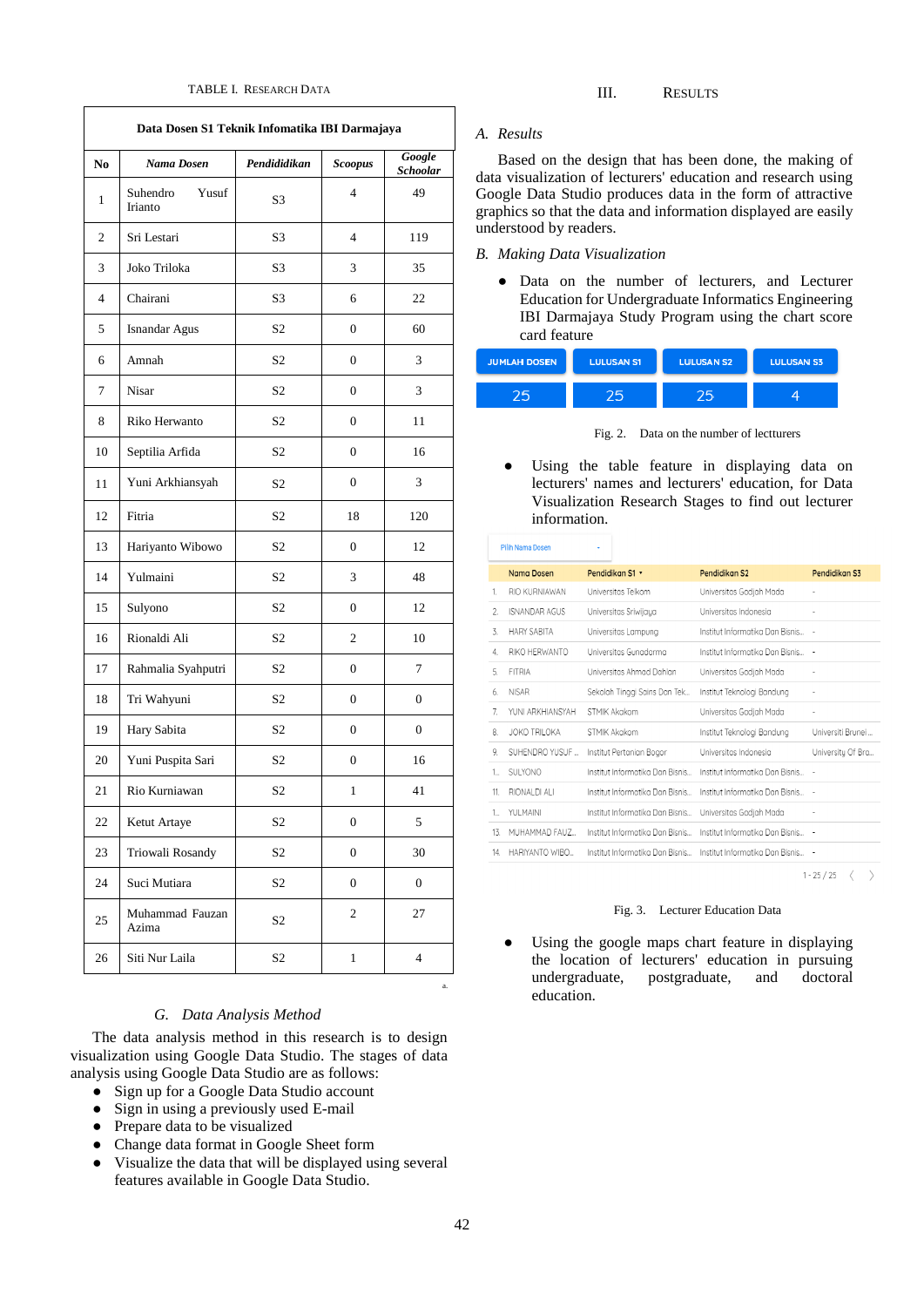TABLE I. RESEARCH DATA

| Data Dosen S1 Teknik Infomatika IBI Darmajaya | | | | |
|---|---|---|---|---|
| **No** | ***Nama Dosen*** | ***Pendididikan*** | ***Scoopus*** | ***Google Schoolar*** |
| 1 | Suhendro Yusuf Irianto | S3 | 4 | 49 |
| 2 | Sri Lestari | S3 | 4 | 119 |
| 3 | Joko Triloka | S3 | 3 | 35 |
| 4 | Chairani | S3 | 6 | 22 |
| 5 | Isnandar Agus | S2 | 0 | 60 |
| 6 | Amnah | S2 | 0 | 3 |
| 7 | Nisar | S2 | 0 | 3 |
| 8 | Riko Herwanto | S2 | 0 | 11 |
| 10 | Septilia Arfida | S2 | 0 | 16 |
| 11 | Yuni Arkhiansyah | S2 | 0 | 3 |
| 12 | Fitria | S2 | 18 | 120 |
| 13 | Hariyanto Wibowo | S2 | 0 | 12 |
| 14 | Yulmaini | S2 | 3 | 48 |
| 15 | Sulyono | S2 | 0 | 12 |
| 16 | Rionaldi Ali | S2 | 2 | 10 |
| 17 | Rahmalia Syahputri | S2 | 0 | 7 |
| 18 | Tri Wahyuni | S2 | 0 | 0 |
| 19 | Hary Sabita | S2 | 0 | 0 |
| 20 | Yuni Puspita Sari | S2 | 0 | 16 |
| 21 | Rio Kurniawan | S2 | 1 | 41 |
| 22 | Ketut Artaye | S2 | 0 | 5 |
| 23 | Triowali Rosandy | S2 | 0 | 30 |
| 24 | Suci Mutiara | S2 | 0 | 0 |
| 25 | Muhammad Fauzan Azima | S2 | 2 | 27 |
| 26 | Siti Nur Laila | S2 | 1 | 4 |

a.

### G. *Data Analysis Method*

The data analysis method in this research is to design visualization using Google Data Studio. The stages of data analysis using Google Data Studio are as follows:

- Sign up for a Google Data Studio account
- Sign in using a previously used E-mail
- Prepare data to be visualized
- Change data format in Google Sheet form
- Visualize the data that will be displayed using several features available in Google Data Studio.

## III. RESULTS

### A. *Results*

Based on the design that has been done, the making of data visualization of lecturers' education and research using Google Data Studio produces data in the form of attractive graphics so that the data and information displayed are easily understood by readers.

### B. *Making Data Visualization*

- Data on the number of lecturers, and Lecturer Education for Undergraduate Informatics Engineering IBI Darmajaya Study Program using the chart score card feature

| JUMLAH DOSEN | LULUSAN S1 | LULUSAN S2 | LULUSAN S3 |
|---|---|---|---|
| 25 | 25 | 25 | 4 |

Fig. 2. Data on the number of lectturers

- Using the table feature in displaying data on lecturers' names and lecturers' education, for Data Visualization Research Stages to find out lecturer information.

Pilih Nama Dosen

| | Nama Dosen | Pendidikan S1 ▾ | Pendidikan S2 | Pendidikan S3 |
|---|---|---|---|---|
| 1. | RIO KURNIAWAN | Universitas Telkom | Universitas Gadjah Mada | - |
| 2. | ISNANDAR AGUS | Universitas Sriwijaya | Universitas Indonesia | - |
| 3. | HARY SABITA | Universitas Lampung | Institut Informatika Dan Bisnis... | - |
| 4. | RIKO HERWANTO | Universitas Gunadarma | Institut Informatika Dan Bisnis... | - |
| 5. | FITRIA | Universitas Ahmad Dahlan | Universitas Gadjah Mada | - |
| 6. | NISAR | Sekolah Tinggi Sains Dan Tek... | Institut Teknologi Bandung | - |
| 7. | YUNI ARKHIANSYAH | STMIK Akakom | Universitas Gadjah Mada | - |
| 8. | JOKO TRILOKA | STMIK Akakom | Institut Teknologi Bandung | Universiti Brunei ... |
| 9. | SUHENDRO YUSUF ... | Institut Pertanian Bogor | Universitas Indonesia | University Of Bra... |
| 1... | SULYONO | Institut Informatika Dan Bisnis... | Institut Informatika Dan Bisnis... | - |
| 11. | RIONALDI ALI | Institut Informatika Dan Bisnis... | Institut Informatika Dan Bisnis... | - |
| 1... | YULMAINI | Institut Informatika Dan Bisnis... | Universitas Gadjah Mada | - |
| 13. | MUHAMMAD FAUZ... | Institut Informatika Dan Bisnis... | Institut Informatika Dan Bisnis... | - |
| 14. | HARIYANTO WIBO... | Institut Informatika Dan Bisnis... | Institut Informatika Dan Bisnis... | - |

1 - 25 / 25

Fig. 3. Lecturer Education Data

- Using the google maps chart feature in displaying the location of lecturers' education in pursuing undergraduate, postgraduate, and doctoral education.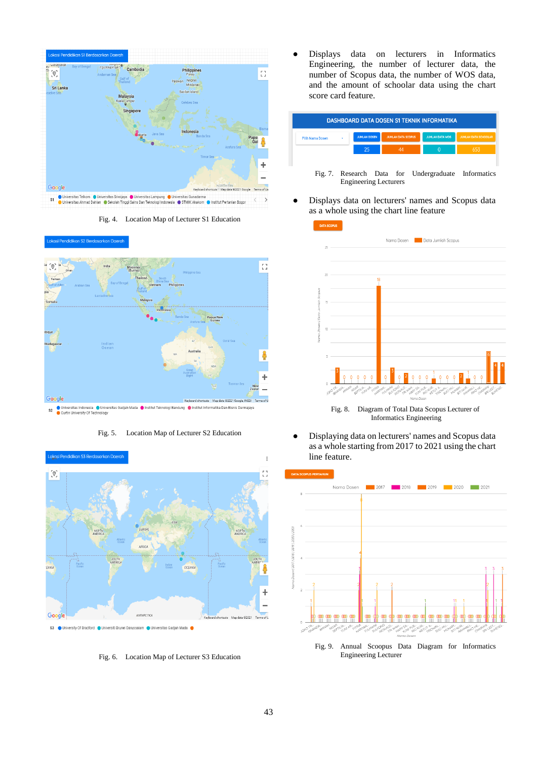Fig. 4. Location Map of Lecturer S1 Education

Fig. 5. Location Map of Lecturer S2 Education

Fig. 6. Location Map of Lecturer S3 Education

- Displays data on lecturers in Informatics Engineering, the number of lecturer data, the number of Scopus data, the number of WOS data, and the amount of schoolar data using the chart score card feature.

Fig. 7. Research Data for Undergraduate Informatics Engineering Lecturers

- Displays data on lecturers' names and Scopus data as a whole using the chart line feature

Fig. 8. Diagram of Total Data Scopus Lecturer of Informatics Engineering

- Displaying data on lecturers' names and Scopus data as a whole starting from 2017 to 2021 using the chart line feature.

Fig. 9. Annual Scoopus Data Diagram for Informatics Engineering Lecturer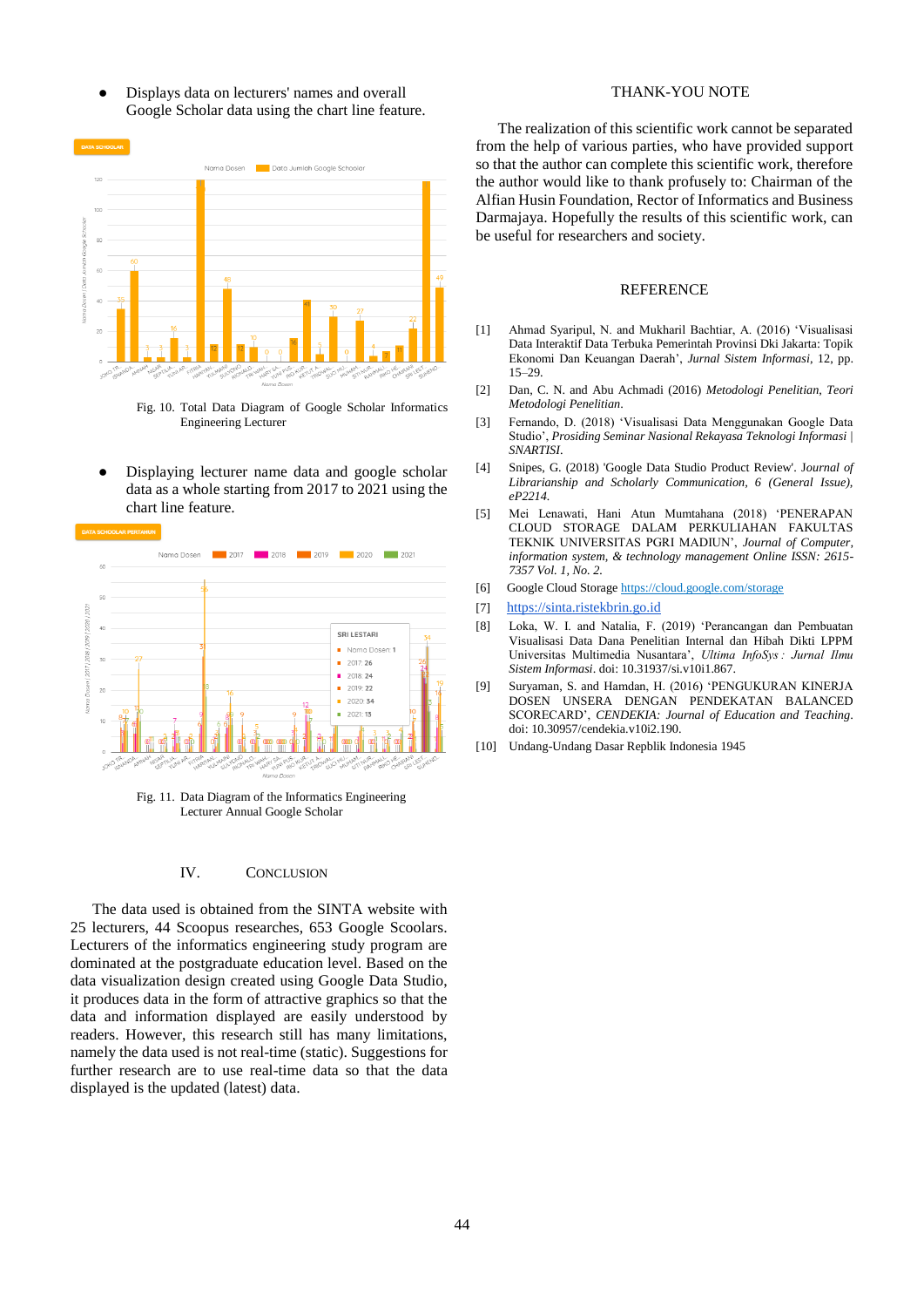- Displays data on lecturers' names and overall Google Scholar data using the chart line feature.

DATA SCHOOLAR

Nama Dosen   Data Jumlah Google Schoolar

Fig. 10. Total Data Diagram of Google Scholar Informatics Engineering Lecturer

- Displaying lecturer name data and google scholar data as a whole starting from 2017 to 2021 using the chart line feature.

DATA SCHOOLAR PERTAHUN

Nama Dosen   2017   2018   2019   2020   2021

SRI LESTARI
Nama Dosen: 1
2017: 26
2018: 24
2019: 22
2020: 34
2021: 13

Fig. 11. Data Diagram of the Informatics Engineering Lecturer Annual Google Scholar

## IV. CONCLUSION

The data used is obtained from the SINTA website with 25 lecturers, 44 Scoopus researches, 653 Google Scoolars. Lecturers of the informatics engineering study program are dominated at the postgraduate education level. Based on the data visualization design created using Google Data Studio, it produces data in the form of attractive graphics so that the data and information displayed are easily understood by readers. However, this research still has many limitations, namely the data used is not real-time (static). Suggestions for further research are to use real-time data so that the data displayed is the updated (latest) data.

## THANK-YOU NOTE

The realization of this scientific work cannot be separated from the help of various parties, who have provided support so that the author can complete this scientific work, therefore the author would like to thank profusely to: Chairman of the Alfian Husin Foundation, Rector of Informatics and Business Darmajaya. Hopefully the results of this scientific work, can be useful for researchers and society.

## REFERENCE

[1] Ahmad Syaripul, N. and Mukharil Bachtiar, A. (2016) 'Visualisasi Data Interaktif Data Terbuka Pemerintah Provinsi Dki Jakarta: Topik Ekonomi Dan Keuangan Daerah', *Jurnal Sistem Informasi*, 12, pp. 15–29.

[2] Dan, C. N. and Abu Achmadi (2016) *Metodologi Penelitian, Teori Metodologi Penelitian*.

[3] Fernando, D. (2018) 'Visualisasi Data Menggunakan Google Data Studio', *Prosiding Seminar Nasional Rekayasa Teknologi Informasi | SNARTISI*.

[4] Snipes, G. (2018) 'Google Data Studio Product Review'. *Journal of Librarianship and Scholarly Communication, 6 (General Issue), eP2214*.

[5] Mei Lenawati, Hani Atun Mumtahana (2018) 'PENERAPAN CLOUD STORAGE DALAM PERKULIAHAN FAKULTAS TEKNIK UNIVERSITAS PGRI MADIUN', *Journal of Computer, information system, & technology management Online ISSN: 2615-7357 Vol. 1, No. 2.*

[6] Google Cloud Storage https://cloud.google.com/storage

[7] https://sinta.ristekbrin.go.id

[8] Loka, W. I. and Natalia, F. (2019) 'Perancangan dan Pembuatan Visualisasi Data Penelitian Internal dan Hibah Dikti LPPM Universitas Multimedia Nusantara', *Ultima InfoSys : Jurnal Ilmu Sistem Informasi*. doi: 10.31937/si.v10i1.867.

[9] Suryaman, S. and Hamdan, H. (2016) 'PENGUKURAN KINERJA DOSEN UNSERA DENGAN PENDEKATAN BALANCED SCORECARD', *CENDEKIA: Journal of Education and Teaching*. doi: 10.30957/cendekia.v10i2.190.

[10] Undang-Undang Dasar Repblik Indonesia 1945